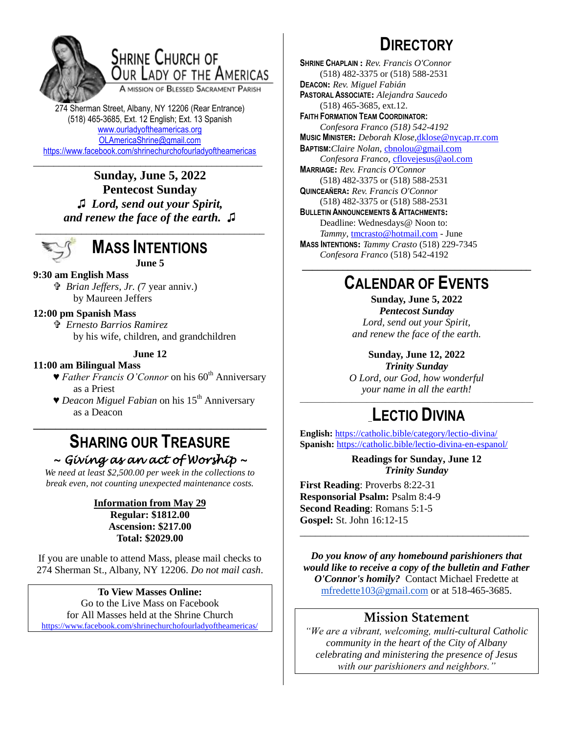# Shrine Church of Our Lady of the Americas

A Mission of Blessed Sacrament Parish

274 Sherman Street, Albany, NY 12206 (Rear Entrance)
(518) 465-3685, Ext. 12 English; Ext. 13 Spanish
www.ourladyoftheamericas.org
OLAmericaShrine@gmail.com
https://www.facebook.com/shrinechurchofourladyoftheamericas

**Sunday, June 5, 2022**
**Pentecost Sunday**
***♫ Lord, send out your Spirit, and renew the face of the earth. ♫***

## Mass Intentions

**June 5**

**9:30 am English Mass**
- ✞ *Brian Jeffers, Jr.* (7 year anniv.) by Maureen Jeffers

**12:00 pm Spanish Mass**
- ✞ *Ernesto Barrios Ramirez* by his wife, children, and grandchildren

**June 12**

**11:00 am Bilingual Mass**
- ♥ *Father Francis O'Connor* on his 60th Anniversary as a Priest
- ♥ *Deacon Miguel Fabian* on his 15th Anniversary as a Deacon

## Sharing Our Treasure

*~ Giving as an act of Worship ~*

*We need at least $2,500.00 per week in the collections to break even, not counting unexpected maintenance costs.*

**Information from May 29**
**Regular: $1812.00**
**Ascension: $217.00**
**Total: $2029.00**

If you are unable to attend Mass, please mail checks to 274 Sherman St., Albany, NY 12206. *Do not mail cash*.

**To View Masses Online:**
Go to the Live Mass on Facebook
for All Masses held at the Shrine Church
https://www.facebook.com/shrinechurchofourladyoftheamericas/

## Directory

**Shrine Chaplain :** *Rev. Francis O'Connor*
(518) 482-3375 or (518) 588-2531
**Deacon:** *Rev. Miguel Fabián*
**Pastoral Associate:** *Alejandra Saucedo*
(518) 465-3685, ext.12.
**Faith Formation Team Coordinator:**
*Confesora Franco (518) 542-4192*
**Music Minister:** *Deborah Klose*, dklose@nycap.rr.com
**Baptism:** *Claire Nolan*, cbnolou@gmail.com
*Confesora Franco*, cflovejesus@aol.com
**Marriage:** *Rev. Francis O'Connor*
(518) 482-3375 or (518) 588-2531
**Quinceañera:** *Rev. Francis O'Connor*
(518) 482-3375 or (518) 588-2531
**Bulletin Announcements & Attachments:**
Deadline: Wednesdays@ Noon to:
*Tammy*, tmcrasto@hotmail.com - June
**Mass Intentions:** *Tammy Crasto* (518) 229-7345
*Confesora Franco* (518) 542-4192

## Calendar of Events

**Sunday, June 5, 2022**
***Pentecost Sunday***
*Lord, send out your Spirit, and renew the face of the earth.*

**Sunday, June 12, 2022**
***Trinity Sunday***
*O Lord, our God, how wonderful your name in all the earth!*

## Lectio Divina

**English:** https://catholic.bible/category/lectio-divina/
**Spanish:** https://catholic.bible/lectio-divina-en-espanol/

**Readings for Sunday, June 12**
***Trinity Sunday***

**First Reading**: Proverbs 8:22-31
**Responsorial Psalm:** Psalm 8:4-9
**Second Reading**: Romans 5:1-5
**Gospel:** St. John 16:12-15

***Do you know of any homebound parishioners that would like to receive a copy of the bulletin and Father O'Connor's homily?*** Contact Michael Fredette at mfredette103@gmail.com or at 518-465-3685.

## Mission Statement

*"We are a vibrant, welcoming, multi-cultural Catholic community in the heart of the City of Albany celebrating and ministering the presence of Jesus with our parishioners and neighbors."*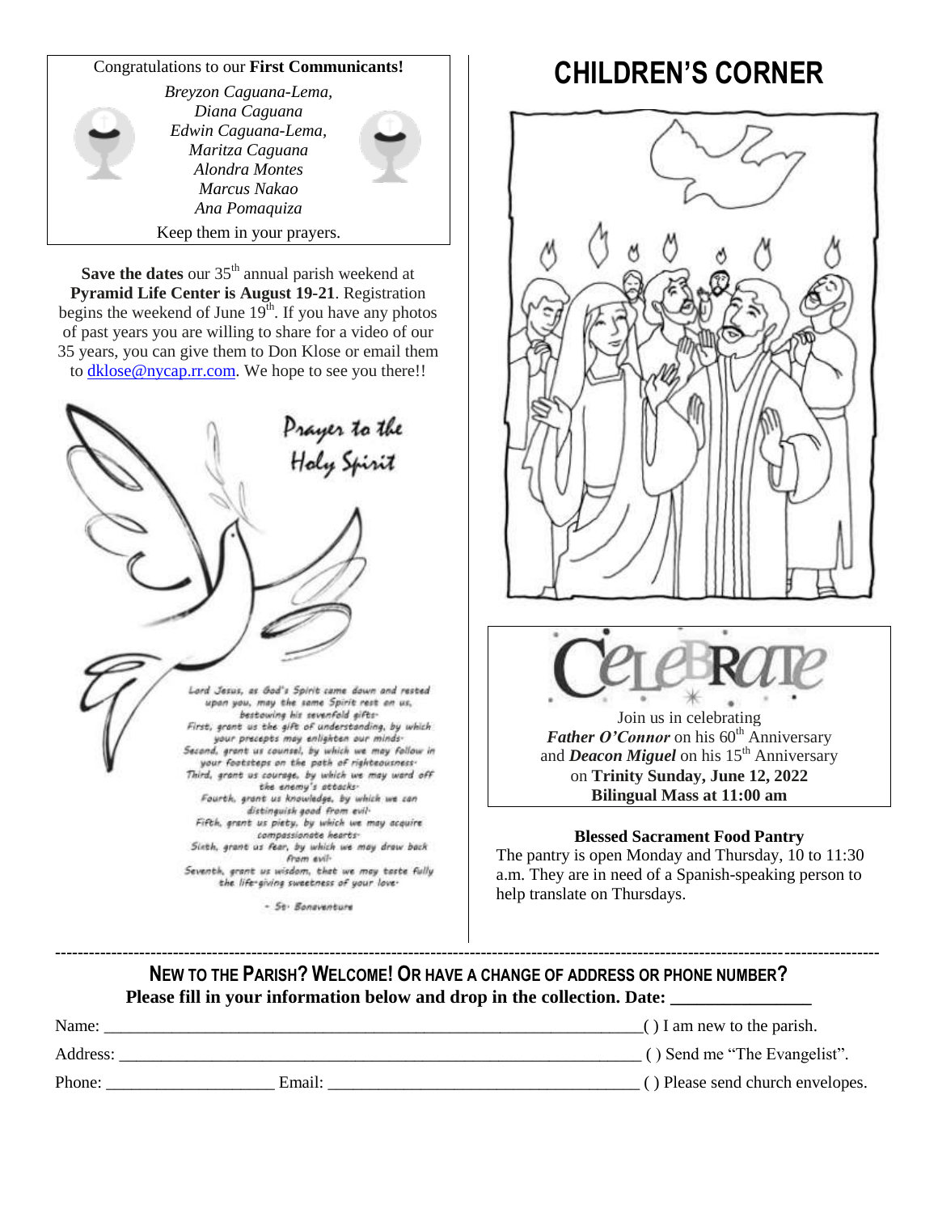Congratulations to our **First Communicants!**

*Breyzon Caguana-Lema,*
*Diana Caguana*
*Edwin Caguana-Lema,*
*Maritza Caguana*
*Alondra Montes*
*Marcus Nakao*
*Ana Pomaquiza*

Keep them in your prayers.

**Save the dates** our 35th annual parish weekend at **Pyramid Life Center is August 19-21**. Registration begins the weekend of June 19th. If you have any photos of past years you are willing to share for a video of our 35 years, you can give them to Don Klose or email them to dklose@nycap.rr.com. We hope to see you there!!

Prayer to the Holy Spirit

Lord Jesus, as God's Spirit came down and rested upon you, may the same Spirit rest on us, bestowing his sevenfold gifts.
First, grant us the gift of understanding, by which your precepts may enlighten our minds.
Second, grant us counsel, by which we may follow in your footsteps on the path of righteousness.
Third, grant us courage, by which we may ward off the enemy's attacks.
Fourth, grant us knowledge, by which we can distinguish good from evil.
Fifth, grant us piety, by which we may acquire compassionate hearts.
Sixth, grant us fear, by which we may draw back from evil.
Seventh, grant us wisdom, that we may taste fully the life-giving sweetness of your love.

- St. Bonaventure

# CHILDREN'S CORNER

Celebrate

Join us in celebrating
***Father O'Connor*** on his 60th Anniversary
and ***Deacon Miguel*** on his 15th Anniversary
on **Trinity Sunday, June 12, 2022**
**Bilingual Mass at 11:00 am**

**Blessed Sacrament Food Pantry**

The pantry is open Monday and Thursday, 10 to 11:30 a.m. They are in need of a Spanish-speaking person to help translate on Thursdays.

---

## NEW TO THE PARISH? WELCOME! OR HAVE A CHANGE OF ADDRESS OR PHONE NUMBER?

**Please fill in your information below and drop in the collection. Date: _______________**

Name: ____________________________________________________________________( ) I am new to the parish.

Address: _________________________________________________________________ ( ) Send me "The Evangelist".

Phone: ___________________ Email: ____________________________________ ( ) Please send church envelopes.